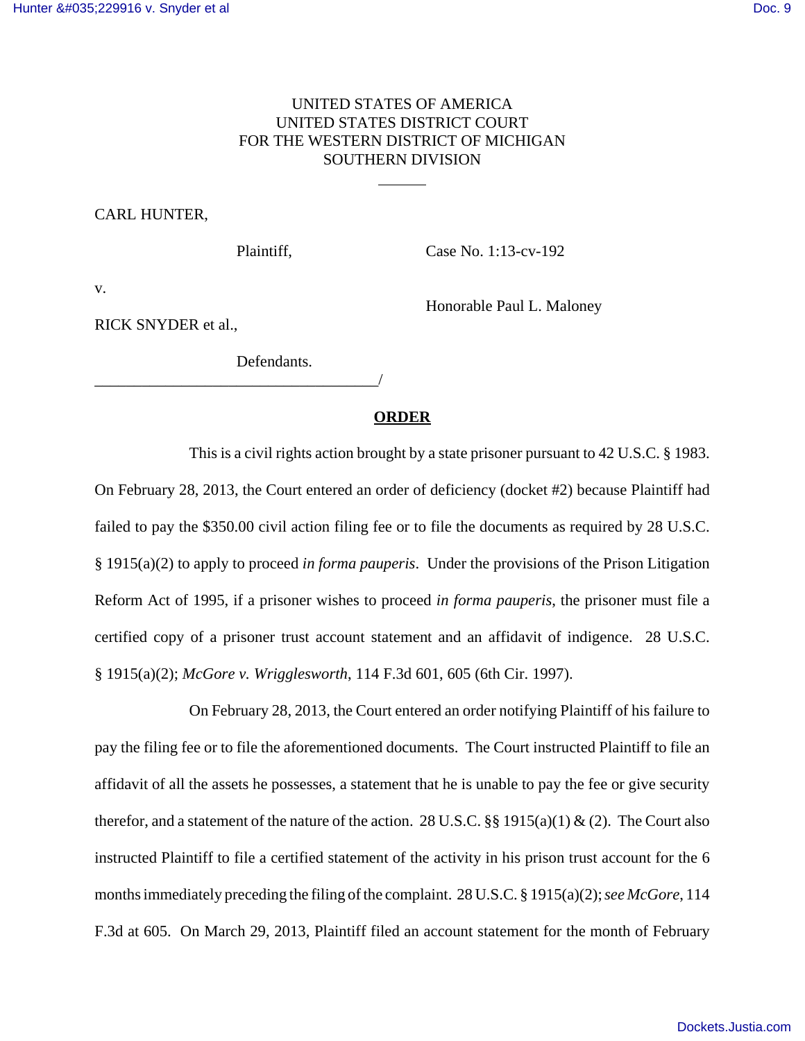UNITED STATES OF AMERICA
UNITED STATES DISTRICT COURT
FOR THE WESTERN DISTRICT OF MICHIGAN
SOUTHERN DIVISION

CARL HUNTER,

Plaintiff, Case No. 1:13-cv-192

v.

Honorable Paul L. Maloney

RICK SNYDER et al.,

Defendants.

---

## ORDER

This is a civil rights action brought by a state prisoner pursuant to 42 U.S.C. § 1983. On February 28, 2013, the Court entered an order of deficiency (docket #2) because Plaintiff had failed to pay the $350.00 civil action filing fee or to file the documents as required by 28 U.S.C. § 1915(a)(2) to apply to proceed *in forma pauperis*. Under the provisions of the Prison Litigation Reform Act of 1995, if a prisoner wishes to proceed *in forma pauperis*, the prisoner must file a certified copy of a prisoner trust account statement and an affidavit of indigence. 28 U.S.C. § 1915(a)(2); *McGore v. Wrigglesworth*, 114 F.3d 601, 605 (6th Cir. 1997).

On February 28, 2013, the Court entered an order notifying Plaintiff of his failure to pay the filing fee or to file the aforementioned documents. The Court instructed Plaintiff to file an affidavit of all the assets he possesses, a statement that he is unable to pay the fee or give security therefor, and a statement of the nature of the action. 28 U.S.C. §§ 1915(a)(1) & (2). The Court also instructed Plaintiff to file a certified statement of the activity in his prison trust account for the 6 months immediately preceding the filing of the complaint. 28 U.S.C. § 1915(a)(2); *see McGore*, 114 F.3d at 605. On March 29, 2013, Plaintiff filed an account statement for the month of February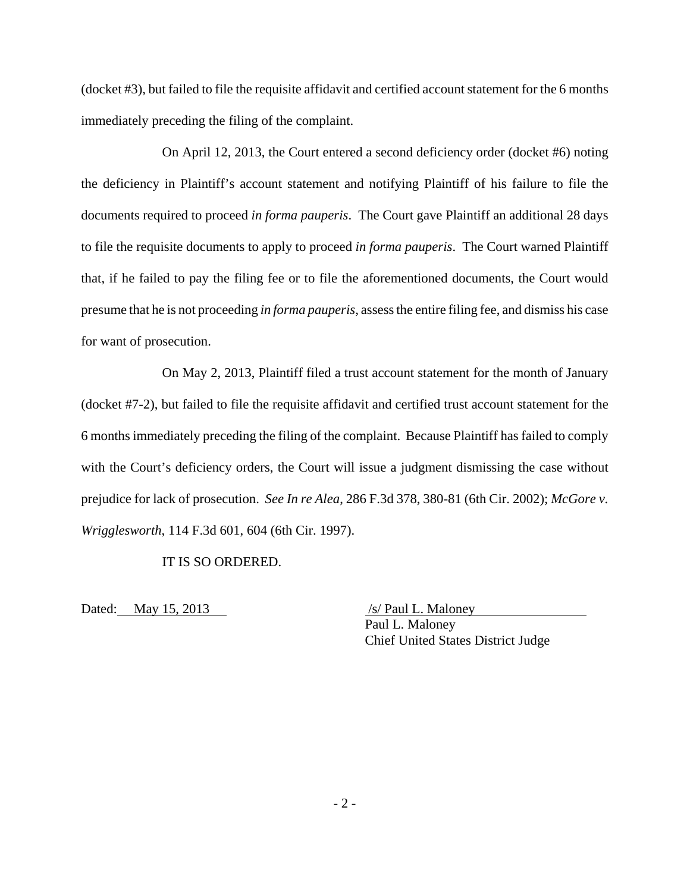(docket #3), but failed to file the requisite affidavit and certified account statement for the 6 months immediately preceding the filing of the complaint.

On April 12, 2013, the Court entered a second deficiency order (docket #6) noting the deficiency in Plaintiff's account statement and notifying Plaintiff of his failure to file the documents required to proceed *in forma pauperis*. The Court gave Plaintiff an additional 28 days to file the requisite documents to apply to proceed *in forma pauperis*. The Court warned Plaintiff that, if he failed to pay the filing fee or to file the aforementioned documents, the Court would presume that he is not proceeding *in forma pauperis*, assess the entire filing fee, and dismiss his case for want of prosecution.

On May 2, 2013, Plaintiff filed a trust account statement for the month of January (docket #7-2), but failed to file the requisite affidavit and certified trust account statement for the 6 months immediately preceding the filing of the complaint. Because Plaintiff has failed to comply with the Court's deficiency orders, the Court will issue a judgment dismissing the case without prejudice for lack of prosecution. *See In re Alea*, 286 F.3d 378, 380-81 (6th Cir. 2002); *McGore v. Wrigglesworth*, 114 F.3d 601, 604 (6th Cir. 1997).

IT IS SO ORDERED.

Dated: May 15, 2013

/s/ Paul L. Maloney
Paul L. Maloney
Chief United States District Judge